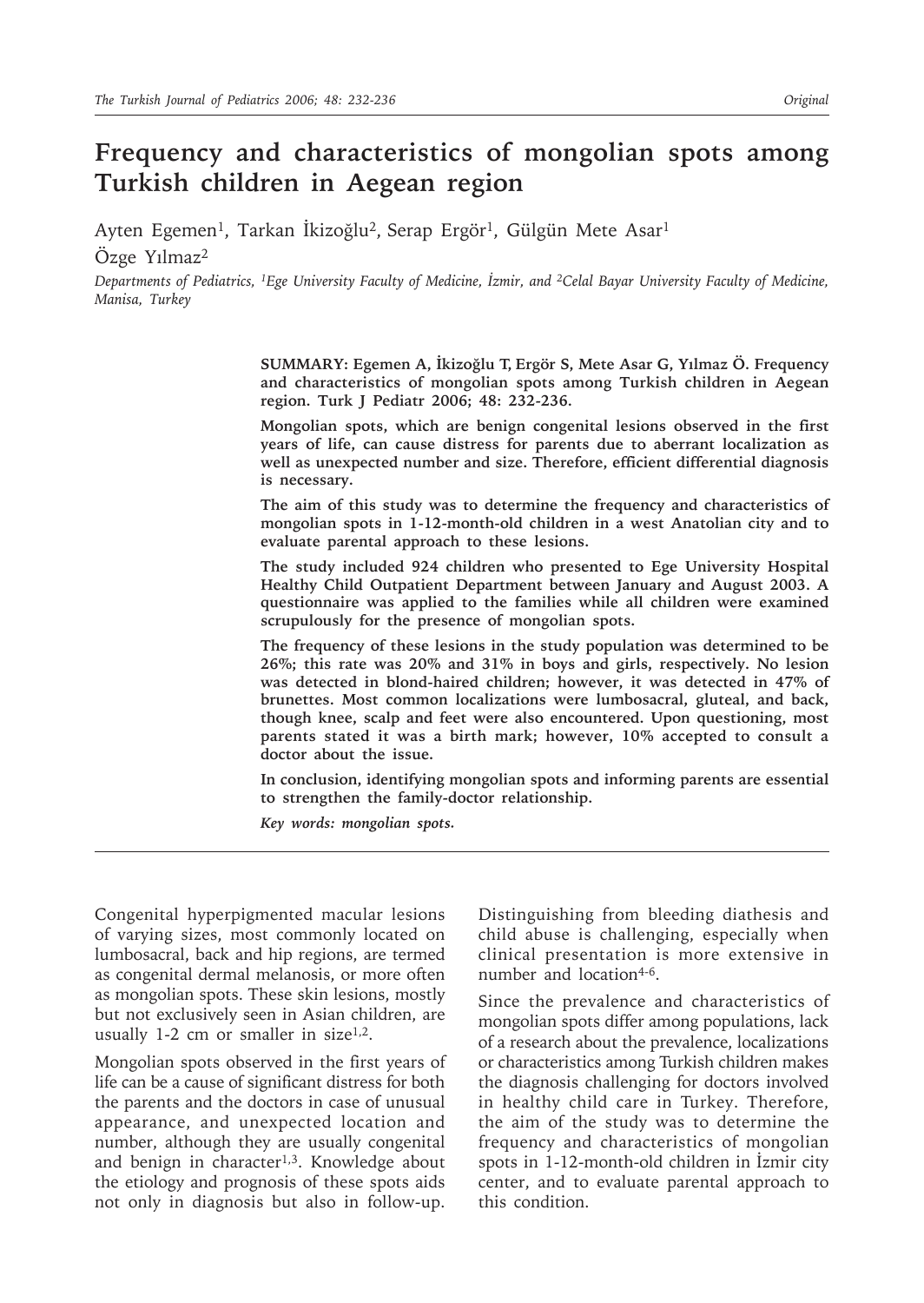# Frequency and characteristics of mongolian spots among Turkish children in Aegean region

Ayten Egemen[1], Tarkan İkizoğlu[2], Serap Ergör[1], Gülgün Mete Asar[1]

Özge Yılmaz[2]

*Departments of Pediatrics, [1]Ege University Faculty of Medicine, İzmir, and [2]Celal Bayar University Faculty of Medicine, Manisa, Turkey*

**SUMMARY: Egemen A, İkizoğlu T, Ergör S, Mete Asar G, Yılmaz Ö. Frequency and characteristics of mongolian spots among Turkish children in Aegean region. Turk J Pediatr 2006; 48: 232-236.**

**Mongolian spots, which are benign congenital lesions observed in the first years of life, can cause distress for parents due to aberrant localization as well as unexpected number and size. Therefore, efficient differential diagnosis is necessary.**

**The aim of this study was to determine the frequency and characteristics of mongolian spots in 1-12-month-old children in a west Anatolian city and to evaluate parental approach to these lesions.**

**The study included 924 children who presented to Ege University Hospital Healthy Child Outpatient Department between January and August 2003. A questionnaire was applied to the families while all children were examined scrupulously for the presence of mongolian spots.**

**The frequency of these lesions in the study population was determined to be 26%; this rate was 20% and 31% in boys and girls, respectively. No lesion was detected in blond-haired children; however, it was detected in 47% of brunettes. Most common localizations were lumbosacral, gluteal, and back, though knee, scalp and feet were also encountered. Upon questioning, most parents stated it was a birth mark; however, 10% accepted to consult a doctor about the issue.**

**In conclusion, identifying mongolian spots and informing parents are essential to strengthen the family-doctor relationship.**

***Key words: mongolian spots.***

Congenital hyperpigmented macular lesions of varying sizes, most commonly located on lumbosacral, back and hip regions, are termed as congenital dermal melanosis, or more often as mongolian spots. These skin lesions, mostly but not exclusively seen in Asian children, are usually 1-2 cm or smaller in size[1,2].

Mongolian spots observed in the first years of life can be a cause of significant distress for both the parents and the doctors in case of unusual appearance, and unexpected location and number, although they are usually congenital and benign in character[1,3]. Knowledge about the etiology and prognosis of these spots aids not only in diagnosis but also in follow-up. Distinguishing from bleeding diathesis and child abuse is challenging, especially when clinical presentation is more extensive in number and location[4-6].

Since the prevalence and characteristics of mongolian spots differ among populations, lack of a research about the prevalence, localizations or characteristics among Turkish children makes the diagnosis challenging for doctors involved in healthy child care in Turkey. Therefore, the aim of the study was to determine the frequency and characteristics of mongolian spots in 1-12-month-old children in İzmir city center, and to evaluate parental approach to this condition.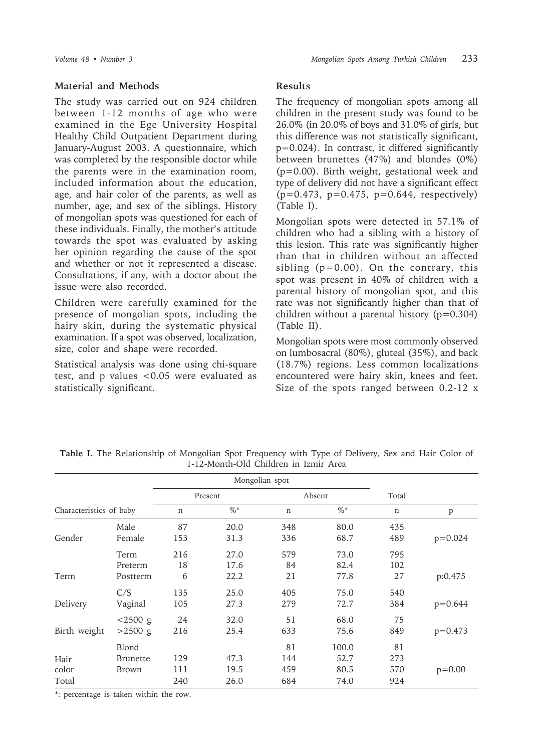## Material and Methods

The study was carried out on 924 children between 1-12 months of age who were examined in the Ege University Hospital Healthy Child Outpatient Department during January-August 2003. A questionnaire, which was completed by the responsible doctor while the parents were in the examination room, included information about the education, age, and hair color of the parents, as well as number, age, and sex of the siblings. History of mongolian spots was questioned for each of these individuals. Finally, the mother's attitude towards the spot was evaluated by asking her opinion regarding the cause of the spot and whether or not it represented a disease. Consultations, if any, with a doctor about the issue were also recorded.

Children were carefully examined for the presence of mongolian spots, including the hairy skin, during the systematic physical examination. If a spot was observed, localization, size, color and shape were recorded.

Statistical analysis was done using chi-square test, and p values <0.05 were evaluated as statistically significant.

## Results

The frequency of mongolian spots among all children in the present study was found to be 26.0% (in 20.0% of boys and 31.0% of girls, but this difference was not statistically significant, p=0.024). In contrast, it differed significantly between brunettes (47%) and blondes (0%) (p=0.00). Birth weight, gestational week and type of delivery did not have a significant effect (p=0.473, p=0.475, p=0.644, respectively) (Table I).

Mongolian spots were detected in 57.1% of children who had a sibling with a history of this lesion. This rate was significantly higher than that in children without an affected sibling (p=0.00). On the contrary, this spot was present in 40% of children with a parental history of mongolian spot, and this rate was not significantly higher than that of children without a parental history (p=0.304) (Table II).

Mongolian spots were most commonly observed on lumbosacral (80%), gluteal (35%), and back (18.7%) regions. Less common localizations encountered were hairy skin, knees and feet. Size of the spots ranged between 0.2-12 x

**Table I.** The Relationship of Mongolian Spot Frequency with Type of Delivery, Sex and Hair Color of 1-12-Month-Old Children in Izmir Area

| Characteristics of baby | | Mongolian spot Present n | %* | Mongolian spot Absent n | %* | Total n | p |
|---|---|---|---|---|---|---|---|
| Gender | Male | 87 | 20.0 | 348 | 80.0 | 435 | |
| | Female | 153 | 31.3 | 336 | 68.7 | 489 | p=0.024 |
| Term | Term | 216 | 27.0 | 579 | 73.0 | 795 | |
| | Preterm | 18 | 17.6 | 84 | 82.4 | 102 | |
| | Postterm | 6 | 22.2 | 21 | 77.8 | 27 | p:0.475 |
| Delivery | C/S | 135 | 25.0 | 405 | 75.0 | 540 | |
| | Vaginal | 105 | 27.3 | 279 | 72.7 | 384 | p=0.644 |
| Birth weight | <2500 g | 24 | 32.0 | 51 | 68.0 | 75 | |
| | >2500 g | 216 | 25.4 | 633 | 75.6 | 849 | p=0.473 |
| Hair color | Blond | | | 81 | 100.0 | 81 | |
| | Brunette | 129 | 47.3 | 144 | 52.7 | 273 | |
| | Brown | 111 | 19.5 | 459 | 80.5 | 570 | p=0.00 |
| Total | | 240 | 26.0 | 684 | 74.0 | 924 | |

*: percentage is taken within the row.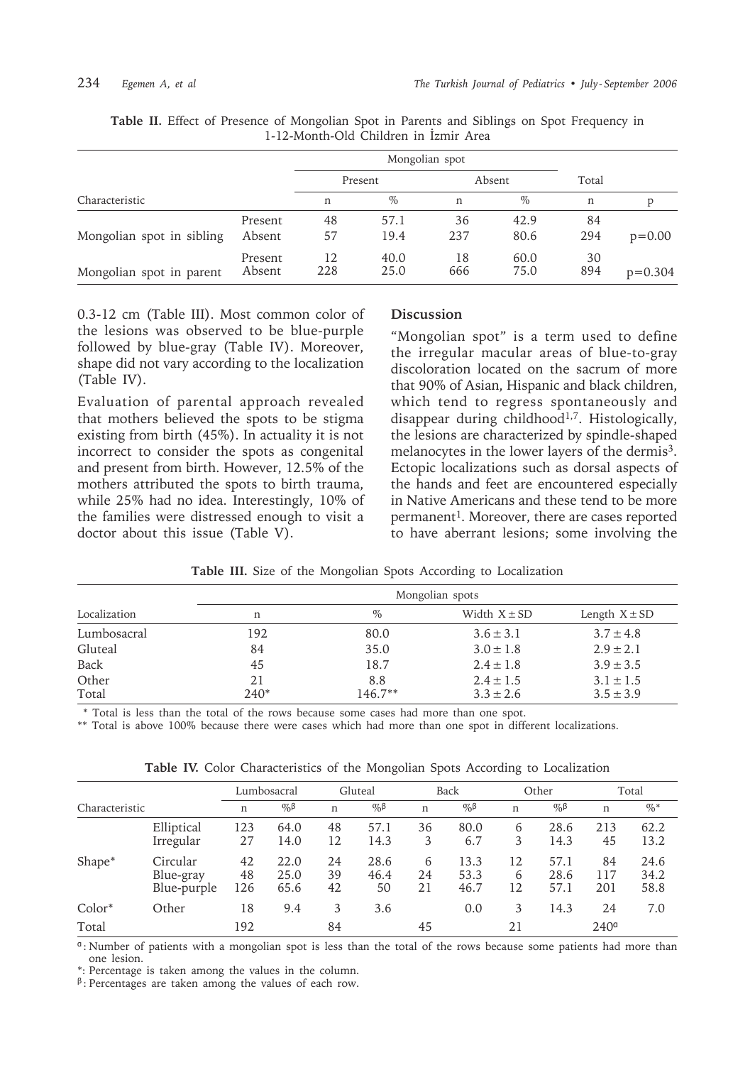**Table II.** Effect of Presence of Mongolian Spot in Parents and Siblings on Spot Frequency in 1-12-Month-Old Children in İzmir Area

| Characteristic | | Mongolian spot | | | | Total | |
|---|---|---|---|---|---|---|---|
| | | Present | | Absent | | | |
| | | n | % | n | % | n | p |
| Mongolian spot in sibling | Present | 48 | 57.1 | 36 | 42.9 | 84 | |
| | Absent | 57 | 19.4 | 237 | 80.6 | 294 | p=0.00 |
| Mongolian spot in parent | Present | 12 | 40.0 | 18 | 60.0 | 30 | |
| | Absent | 228 | 25.0 | 666 | 75.0 | 894 | p=0.304 |

0.3-12 cm (Table III). Most common color of the lesions was observed to be blue-purple followed by blue-gray (Table IV). Moreover, shape did not vary according to the localization (Table IV).

Evaluation of parental approach revealed that mothers believed the spots to be stigma existing from birth (45%). In actuality it is not incorrect to consider the spots as congenital and present from birth. However, 12.5% of the mothers attributed the spots to birth trauma, while 25% had no idea. Interestingly, 10% of the families were distressed enough to visit a doctor about this issue (Table V).

## Discussion

"Mongolian spot" is a term used to define the irregular macular areas of blue-to-gray discoloration located on the sacrum of more that 90% of Asian, Hispanic and black children, which tend to regress spontaneously and disappear during childhood[1,7]. Histologically, the lesions are characterized by spindle-shaped melanocytes in the lower layers of the dermis[3]. Ectopic localizations such as dorsal aspects of the hands and feet are encountered especially in Native Americans and these tend to be more permanent[1]. Moreover, there are cases reported to have aberrant lesions; some involving the

**Table III.** Size of the Mongolian Spots According to Localization

| Localization | Mongolian spots | | | |
|---|---|---|---|---|
| | n | % | Width X ± SD | Length X ± SD |
| Lumbosacral | 192 | 80.0 | 3.6 ± 3.1 | 3.7 ± 4.8 |
| Gluteal | 84 | 35.0 | 3.0 ± 1.8 | 2.9 ± 2.1 |
| Back | 45 | 18.7 | 2.4 ± 1.8 | 3.9 ± 3.5 |
| Other | 21 | 8.8 | 2.4 ± 1.5 | 3.1 ± 1.5 |
| Total | 240* | 146.7** | 3.3 ± 2.6 | 3.5 ± 3.9 |

\* Total is less than the total of the rows because some cases had more than one spot.

** Total is above 100% because there were cases which had more than one spot in different localizations.

**Table IV.** Color Characteristics of the Mongolian Spots According to Localization

| Characteristic | | Lumbosacral | | Gluteal | | Back | | Other | | Total | |
|---|---|---|---|---|---|---|---|---|---|---|---|
| | | n | %β | n | %β | n | %β | n | %β | n | %* |
| | Elliptical | 123 | 64.0 | 48 | 57.1 | 36 | 80.0 | 6 | 28.6 | 213 | 62.2 |
| | Irregular | 27 | 14.0 | 12 | 14.3 | 3 | 6.7 | 3 | 14.3 | 45 | 13.2 |
| Shape* | Circular | 42 | 22.0 | 24 | 28.6 | 6 | 13.3 | 12 | 57.1 | 84 | 24.6 |
| | Blue-gray | 48 | 25.0 | 39 | 46.4 | 24 | 53.3 | 6 | 28.6 | 117 | 34.2 |
| | Blue-purple | 126 | 65.6 | 42 | 50 | 21 | 46.7 | 12 | 57.1 | 201 | 58.8 |
| Color* | Other | 18 | 9.4 | 3 | 3.6 | | 0.0 | 3 | 14.3 | 24 | 7.0 |
| Total | | 192 | | 84 | | 45 | | 21 | | 240α | |

α: Number of patients with a mongolian spot is less than the total of the rows because some patients had more than one lesion.

*: Percentage is taken among the values in the column.

β: Percentages are taken among the values of each row.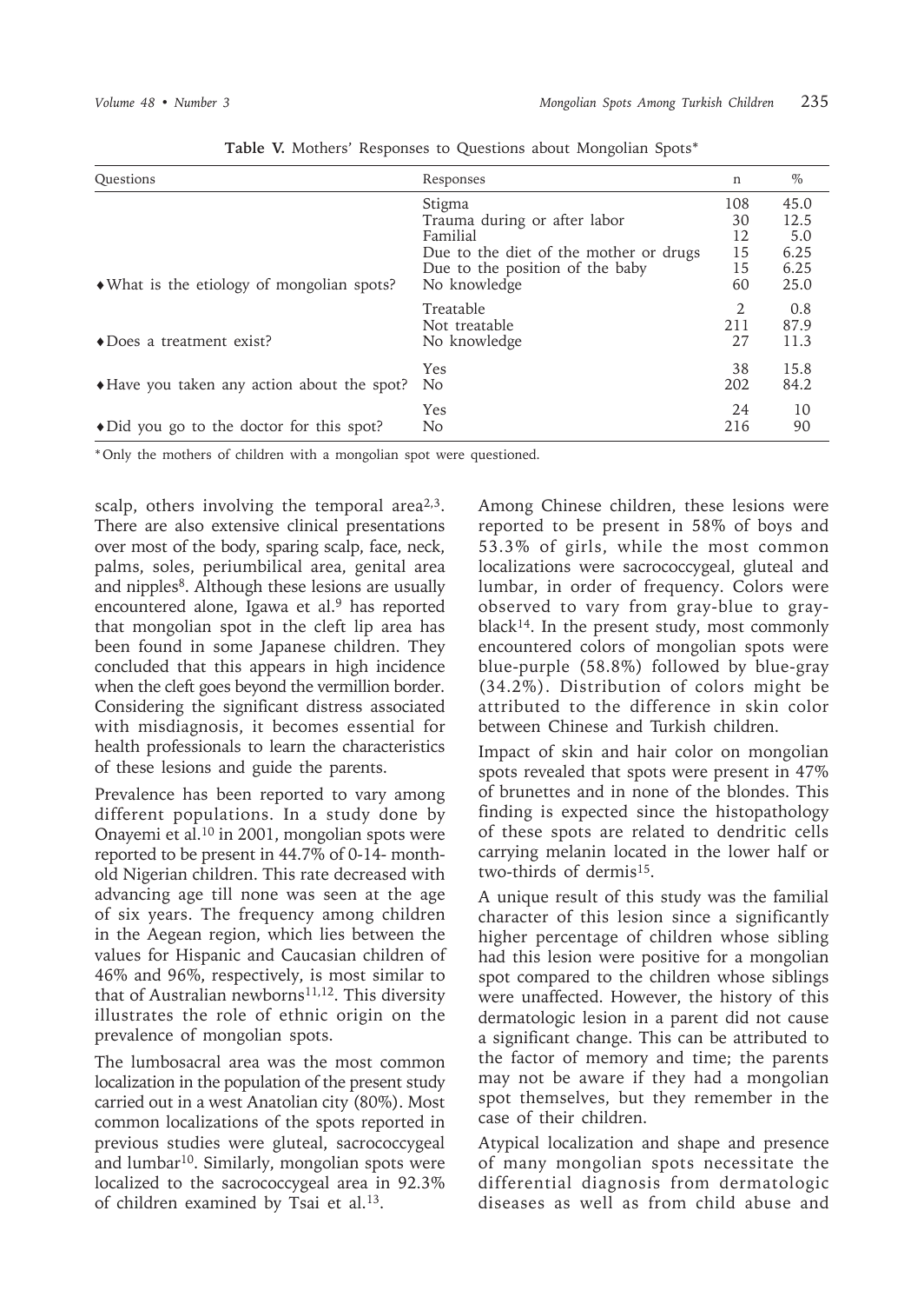**Table V.** Mothers' Responses to Questions about Mongolian Spots*

| Questions | Responses | n | % |
|---|---|---|---|
| ♦What is the etiology of mongolian spots? | Stigma | 108 | 45.0 |
| | Trauma during or after labor | 30 | 12.5 |
| | Familial | 12 | 5.0 |
| | Due to the diet of the mother or drugs | 15 | 6.25 |
| | Due to the position of the baby | 15 | 6.25 |
| | No knowledge | 60 | 25.0 |
| ♦Does a treatment exist? | Treatable | 2 | 0.8 |
| | Not treatable | 211 | 87.9 |
| | No knowledge | 27 | 11.3 |
| ♦Have you taken any action about the spot? | Yes | 38 | 15.8 |
| | No | 202 | 84.2 |
| ♦Did you go to the doctor for this spot? | Yes | 24 | 10 |
| | No | 216 | 90 |

*Only the mothers of children with a mongolian spot were questioned.

scalp, others involving the temporal area[2,3]. There are also extensive clinical presentations over most of the body, sparing scalp, face, neck, palms, soles, periumbilical area, genital area and nipples[8]. Although these lesions are usually encountered alone, Igawa et al.[9] has reported that mongolian spot in the cleft lip area has been found in some Japanese children. They concluded that this appears in high incidence when the cleft goes beyond the vermillion border. Considering the significant distress associated with misdiagnosis, it becomes essential for health professionals to learn the characteristics of these lesions and guide the parents.

Prevalence has been reported to vary among different populations. In a study done by Onayemi et al.[10] in 2001, mongolian spots were reported to be present in 44.7% of 0-14- month-old Nigerian children. This rate decreased with advancing age till none was seen at the age of six years. The frequency among children in the Aegean region, which lies between the values for Hispanic and Caucasian children of 46% and 96%, respectively, is most similar to that of Australian newborns[11,12]. This diversity illustrates the role of ethnic origin on the prevalence of mongolian spots.

The lumbosacral area was the most common localization in the population of the present study carried out in a west Anatolian city (80%). Most common localizations of the spots reported in previous studies were gluteal, sacrococcygeal and lumbar[10]. Similarly, mongolian spots were localized to the sacrococcygeal area in 92.3% of children examined by Tsai et al.[13].

Among Chinese children, these lesions were reported to be present in 58% of boys and 53.3% of girls, while the most common localizations were sacrococcygeal, gluteal and lumbar, in order of frequency. Colors were observed to vary from gray-blue to gray-black[14]. In the present study, most commonly encountered colors of mongolian spots were blue-purple (58.8%) followed by blue-gray (34.2%). Distribution of colors might be attributed to the difference in skin color between Chinese and Turkish children.

Impact of skin and hair color on mongolian spots revealed that spots were present in 47% of brunettes and in none of the blondes. This finding is expected since the histopathology of these spots are related to dendritic cells carrying melanin located in the lower half or two-thirds of dermis[15].

A unique result of this study was the familial character of this lesion since a significantly higher percentage of children whose sibling had this lesion were positive for a mongolian spot compared to the children whose siblings were unaffected. However, the history of this dermatologic lesion in a parent did not cause a significant change. This can be attributed to the factor of memory and time; the parents may not be aware if they had a mongolian spot themselves, but they remember in the case of their children.

Atypical localization and shape and presence of many mongolian spots necessitate the differential diagnosis from dermatologic diseases as well as from child abuse and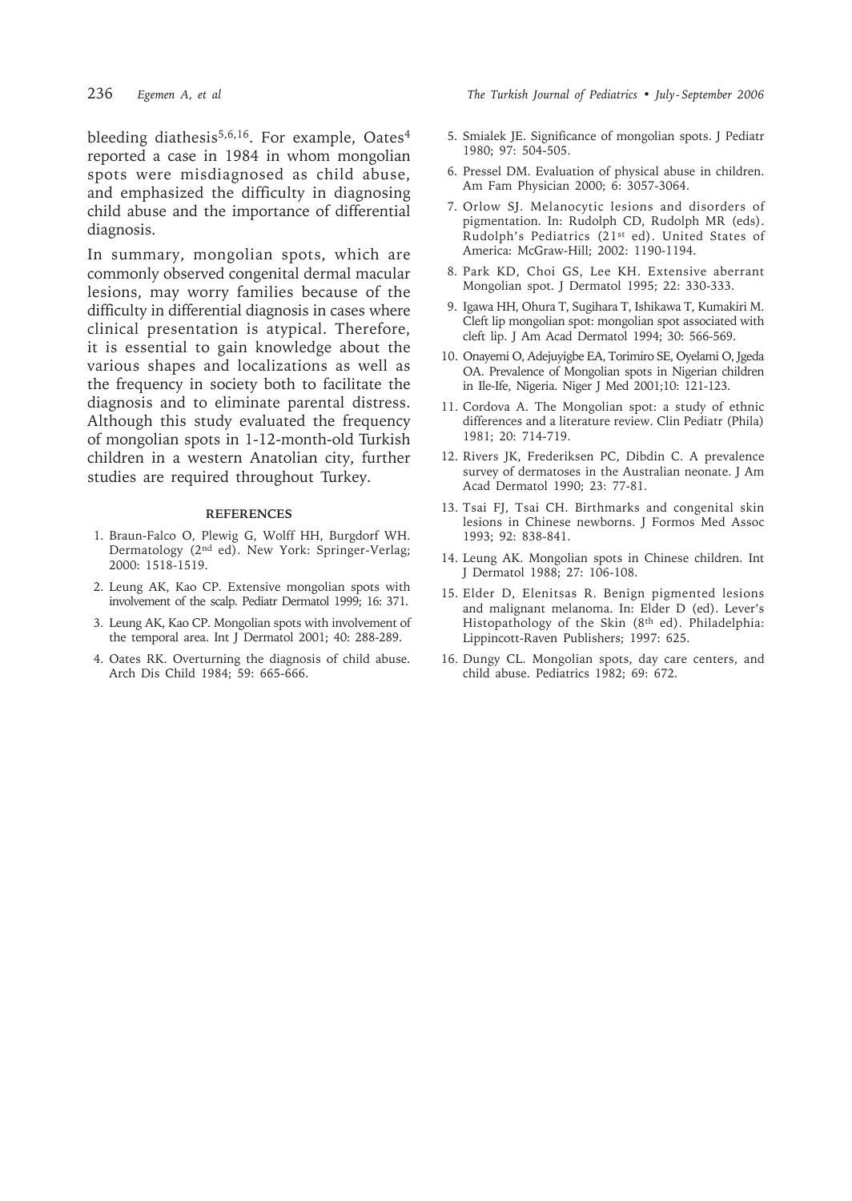bleeding diathesis[5,6,16]. For example, Oates[4] reported a case in 1984 in whom mongolian spots were misdiagnosed as child abuse, and emphasized the difficulty in diagnosing child abuse and the importance of differential diagnosis.

In summary, mongolian spots, which are commonly observed congenital dermal macular lesions, may worry families because of the difficulty in differential diagnosis in cases where clinical presentation is atypical. Therefore, it is essential to gain knowledge about the various shapes and localizations as well as the frequency in society both to facilitate the diagnosis and to eliminate parental distress. Although this study evaluated the frequency of mongolian spots in 1-12-month-old Turkish children in a western Anatolian city, further studies are required throughout Turkey.

## REFERENCES

1. Braun-Falco O, Plewig G, Wolff HH, Burgdorf WH. Dermatology (2nd ed). New York: Springer-Verlag; 2000: 1518-1519.
2. Leung AK, Kao CP. Extensive mongolian spots with involvement of the scalp. Pediatr Dermatol 1999; 16: 371.
3. Leung AK, Kao CP. Mongolian spots with involvement of the temporal area. Int J Dermatol 2001; 40: 288-289.
4. Oates RK. Overturning the diagnosis of child abuse. Arch Dis Child 1984; 59: 665-666.
5. Smialek JE. Significance of mongolian spots. J Pediatr 1980; 97: 504-505.
6. Pressel DM. Evaluation of physical abuse in children. Am Fam Physician 2000; 6: 3057-3064.
7. Orlow SJ. Melanocytic lesions and disorders of pigmentation. In: Rudolph CD, Rudolph MR (eds). Rudolph's Pediatrics (21st ed). United States of America: McGraw-Hill; 2002: 1190-1194.
8. Park KD, Choi GS, Lee KH. Extensive aberrant Mongolian spot. J Dermatol 1995; 22: 330-333.
9. Igawa HH, Ohura T, Sugihara T, Ishikawa T, Kumakiri M. Cleft lip mongolian spot: mongolian spot associated with cleft lip. J Am Acad Dermatol 1994; 30: 566-569.
10. Onayemi O, Adejuyigbe EA, Torimiro SE, Oyelami O, Jgeda OA. Prevalence of Mongolian spots in Nigerian children in Ile-Ife, Nigeria. Niger J Med 2001;10: 121-123.
11. Cordova A. The Mongolian spot: a study of ethnic differences and a literature review. Clin Pediatr (Phila) 1981; 20: 714-719.
12. Rivers JK, Frederiksen PC, Dibdin C. A prevalence survey of dermatoses in the Australian neonate. J Am Acad Dermatol 1990; 23: 77-81.
13. Tsai FJ, Tsai CH. Birthmarks and congenital skin lesions in Chinese newborns. J Formos Med Assoc 1993; 92: 838-841.
14. Leung AK. Mongolian spots in Chinese children. Int J Dermatol 1988; 27: 106-108.
15. Elder D, Elenitsas R. Benign pigmented lesions and malignant melanoma. In: Elder D (ed). Lever's Histopathology of the Skin (8th ed). Philadelphia: Lippincott-Raven Publishers; 1997: 625.
16. Dungy CL. Mongolian spots, day care centers, and child abuse. Pediatrics 1982; 69: 672.